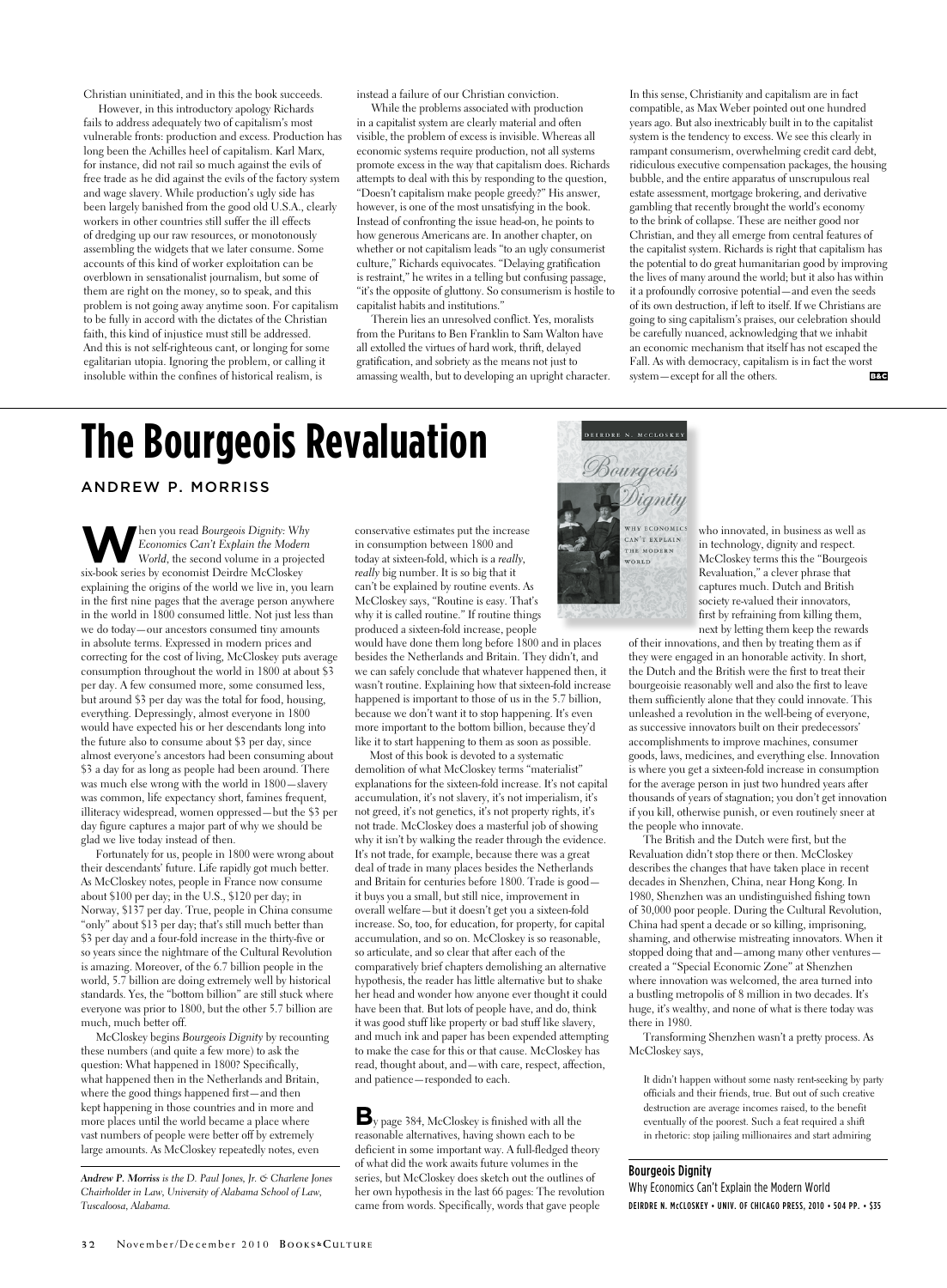Christian uninitiated, and in this the book succeeds.

However, in this introductory apology Richards fails to address adequately two of capitalism's most vulnerable fronts: production and excess. Production has long been the Achilles heel of capitalism. Karl Marx, for instance, did not rail so much against the evils of free trade as he did against the evils of the factory system and wage slavery. While production's ugly side has been largely banished from the good old U.S.A., clearly workers in other countries still suffer the ill effects of dredging up our raw resources, or monotonously assembling the widgets that we later consume. Some accounts of this kind of worker exploitation can be overblown in sensationalist journalism, but some of them are right on the money, so to speak, and this problem is not going away anytime soon. For capitalism to be fully in accord with the dictates of the Christian faith, this kind of injustice must still be addressed. And this is not self-righteous cant, or longing for some egalitarian utopia. Ignoring the problem, or calling it insoluble within the confines of historical realism, is instead a failure of our Christian conviction.

While the problems associated with production in a capitalist system are clearly material and often visible, the problem of excess is invisible. Whereas all economic systems require production, not all systems promote excess in the way that capitalism does. Richards attempts to deal with this by responding to the question, "Doesn't capitalism make people greedy?" His answer, however, is one of the most unsatisfying in the book. Instead of confronting the issue head-on, he points to how generous Americans are. In another chapter, on whether or not capitalism leads "to an ugly consumerist culture," Richards equivocates. "Delaying gratification is restraint," he writes in a telling but confusing passage, "it's the opposite of gluttony. So consumerism is hostile to capitalist habits and institutions."

Therein lies an unresolved conflict. Yes, moralists from the Puritans to Ben Franklin to Sam Walton have all extolled the virtues of hard work, thrift, delayed gratification, and sobriety as the means not just to amassing wealth, but to developing an upright character. In this sense, Christianity and capitalism are in fact compatible, as Max Weber pointed out one hundred years ago. But also inextricably built in to the capitalist system is the tendency to excess. We see this clearly in rampant consumerism, overwhelming credit card debt, ridiculous executive compensation packages, the housing bubble, and the entire apparatus of unscrupulous real estate assessment, mortgage brokering, and derivative gambling that recently brought the world's economy to the brink of collapse. These are neither good nor Christian, and they all emerge from central features of the capitalist system. Richards is right that capitalism has the potential to do great humanitarian good by improving the lives of many around the world; but it also has within it a profoundly corrosive potential—and even the seeds of its own destruction, if left to itself. If we Christians are going to sing capitalism's praises, our celebration should be carefully nuanced, acknowledging that we inhabit an economic mechanism that itself has not escaped the Fall. As with democracy, capitalism is in fact the worst system—except for all the others.

# The Bourgeois Revaluation

ANDREW P. MORRISS

When you read *Bourgeois Dignity: Why Economics Can't Explain the Modern World*, the second volume in a projected six-book series by economist Deirdre McCloskey explaining the origins of the world we live in, you learn in the first nine pages that the average person anywhere in the world in 1800 consumed little. Not just less than we do today—our ancestors consumed tiny amounts in absolute terms. Expressed in modern prices and correcting for the cost of living, McCloskey puts average consumption throughout the world in 1800 at about $3 per day. A few consumed more, some consumed less, but around $3 per day was the total for food, housing, everything. Depressingly, almost everyone in 1800 would have expected his or her descendants long into the future also to consume about $3 per day, since almost everyone's ancestors had been consuming about $3 a day for as long as people had been around. There was much else wrong with the world in 1800—slavery was common, life expectancy short, famines frequent, illiteracy widespread, women oppressed—but the $3 per day figure captures a major part of why we should be glad we live today instead of then.

Fortunately for us, people in 1800 were wrong about their descendants' future. Life rapidly got much better. As McCloskey notes, people in France now consume about $100 per day; in the U.S., $120 per day; in Norway, $137 per day. True, people in China consume "only" about $13 per day; that's still much better than $3 per day and a four-fold increase in the thirty-five or so years since the nightmare of the Cultural Revolution is amazing. Moreover, of the 6.7 billion people in the world, 5.7 billion are doing extremely well by historical standards. Yes, the "bottom billion" are still stuck where everyone was prior to 1800, but the other 5.7 billion are much, much better off.

McCloskey begins *Bourgeois Dignity* by recounting these numbers (and quite a few more) to ask the question: What happened in 1800? Specifically, what happened then in the Netherlands and Britain, where the good things happened first—and then kept happening in those countries and in more and more places until the world became a place where vast numbers of people were better off by extremely large amounts. As McCloskey repeatedly notes, even conservative estimates put the increase in consumption between 1800 and today at sixteen-fold, which is a *really*, *really* big number. It is so big that it can't be explained by routine events. As McCloskey says, "Routine is easy. That's why it is called routine." If routine things produced a sixteen-fold increase, people would have done them long before 1800 and in places besides the Netherlands and Britain. They didn't, and we can safely conclude that whatever happened then, it wasn't routine. Explaining how that sixteen-fold increase happened is important to those of us in the 5.7 billion, because we don't want it to stop happening. It's even more important to the bottom billion, because they'd like it to start happening to them as soon as possible.

Most of this book is devoted to a systematic demolition of what McCloskey terms "materialist" explanations for the sixteen-fold increase. It's not capital accumulation, it's not slavery, it's not imperialism, it's not greed, it's not genetics, it's not property rights, it's not trade. McCloskey does a masterful job of showing why it isn't by walking the reader through the evidence. It's not trade, for example, because there was a great deal of trade in many places besides the Netherlands and Britain for centuries before 1800. Trade is good—it buys you a small, but still nice, improvement in overall welfare—but it doesn't get you a sixteen-fold increase. So, too, for education, for property, for capital accumulation, and so on. McCloskey is so reasonable, so articulate, and so clear that after each of the comparatively brief chapters demolishing an alternative hypothesis, the reader has little alternative but to shake her head and wonder how anyone ever thought it could have been that. But lots of people have, and do, think it was good stuff like property or bad stuff like slavery, and much ink and paper has been expended attempting to make the case for this or that cause. McCloskey has read, thought about, and—with care, respect, affection, and patience—responded to each.

By page 384, McCloskey is finished with all the reasonable alternatives, having shown each to be deficient in some important way. A full-fledged theory of what did the work awaits future volumes in the series, but McCloskey does sketch out the outlines of her own hypothesis in the last 66 pages: The revolution came from words. Specifically, words that gave people who innovated, in business as well as in technology, dignity and respect. McCloskey terms this the "Bourgeois Revaluation," a clever phrase that captures much. Dutch and British society re-valued their innovators, first by refraining from killing them, next by letting them keep the rewards of their innovations, and then by treating them as if they were engaged in an honorable activity. In short, the Dutch and the British were the first to treat their bourgeoisie reasonably well and also the first to leave them sufficiently alone that they could innovate. This unleashed a revolution in the well-being of everyone, as successive innovators built on their predecessors' accomplishments to improve machines, consumer goods, laws, medicines, and everything else. Innovation is where you get a sixteen-fold increase in consumption for the average person in just two hundred years after thousands of years of stagnation; you don't get innovation if you kill, otherwise punish, or even routinely sneer at the people who innovate.

The British and the Dutch were first, but the Revaluation didn't stop there or then. McCloskey describes the changes that have taken place in recent decades in Shenzhen, China, near Hong Kong. In 1980, Shenzhen was an undistinguished fishing town of 30,000 poor people. During the Cultural Revolution, China had spent a decade or so killing, imprisoning, shaming, and otherwise mistreating innovators. When it stopped doing that and—among many other ventures—created a "Special Economic Zone" at Shenzhen where innovation was welcomed, the area turned into a bustling metropolis of 8 million in two decades. It's huge, it's wealthy, and none of what is there today was there in 1980.

Transforming Shenzhen wasn't a pretty process. As McCloskey says,

> It didn't happen without some nasty rent-seeking by party officials and their friends, true. But out of such creative destruction are average incomes raised, to the benefit eventually of the poorest. Such a feat required a shift in rhetoric: stop jailing millionaires and start admiring

*Andrew P. Morriss is the D. Paul Jones, Jr. & Charlene Jones Chairholder in Law, University of Alabama School of Law, Tuscaloosa, Alabama.*

**Bourgeois Dignity**
Why Economics Can't Explain the Modern World
DEIRDRE N. McCLOSKEY • UNIV. OF CHICAGO PRESS, 2010 • 504 PP. • $35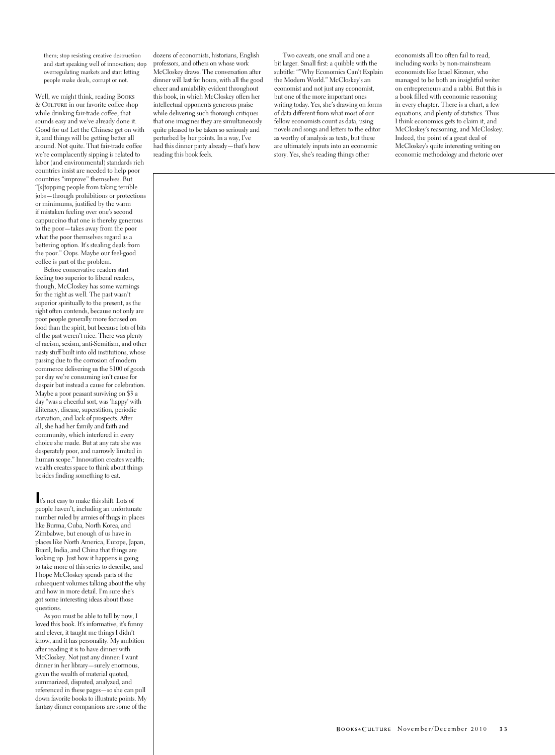them; stop resisting creative destruction and start speaking well of innovation; stop overregulating markets and start letting people make deals, corrupt or not.

Well, we might think, reading Books & Culture in our favorite coffee shop while drinking fair-trade coffee, that sounds easy and we've already done it. Good for us! Let the Chinese get on with it, and things will be getting better all around. Not quite. That fair-trade coffee we're complacently sipping is related to labor (and environmental) standards rich countries insist are needed to help poor countries "improve" themselves. But "[s]topping people from taking terrible jobs—through prohibitions or protections or minimums, justified by the warm if mistaken feeling over one's second cappuccino that one is thereby generous to the poor—takes away from the poor what the poor themselves regard as a bettering option. It's stealing deals from the poor." Oops. Maybe our feel-good coffee is part of the problem.

Before conservative readers start feeling too superior to liberal readers, though, McCloskey has some warnings for the right as well. The past wasn't superior spiritually to the present, as the right often contends, because not only are poor people generally more focused on food than the spirit, but because lots of bits of the past weren't nice. There was plenty of racism, sexism, anti-Semitism, and other nasty stuff built into old institutions, whose passing due to the corrosion of modern commerce delivering us the $100 of goods per day we're consuming isn't cause for despair but instead a cause for celebration. Maybe a poor peasant surviving on $3 a day "was a cheerful sort, was 'happy' with illiteracy, disease, superstition, periodic starvation, and lack of prospects. After all, she had her family and faith and community, which interfered in every choice she made. But at any rate she was desperately poor, and narrowly limited in human scope." Innovation creates wealth; wealth creates space to think about things besides finding something to eat.

It's not easy to make this shift. Lots of people haven't, including an unfortunate number ruled by armies of thugs in places like Burma, Cuba, North Korea, and Zimbabwe, but enough of us have in places like North America, Europe, Japan, Brazil, India, and China that things are looking up. Just how it happens is going to take more of this series to describe, and I hope McCloskey spends parts of the subsequent volumes talking about the why and how in more detail. I'm sure she's got some interesting ideas about those questions.

As you must be able to tell by now, I loved this book. It's informative, it's funny and clever, it taught me things I didn't know, and it has personality. My ambition after reading it is to have dinner with McCloskey. Not just any dinner: I want dinner in her library—surely enormous, given the wealth of material quoted, summarized, disputed, analyzed, and referenced in these pages—so she can pull down favorite books to illustrate points. My fantasy dinner companions are some of the dozens of economists, historians, English professors, and others on whose work McCloskey draws. The conversation after dinner will last for hours, with all the good cheer and amiability evident throughout this book, in which McCloskey offers her intellectual opponents generous praise while delivering such thorough critiques that one imagines they are simultaneously quite pleased to be taken so seriously and perturbed by her points. In a way, I've had this dinner party already—that's how reading this book feels.

Two caveats, one small and one a bit larger. Small first: a quibble with the subtitle: ""Why Economics Can't Explain the Modern World." McCloskey's an economist and not just any economist, but one of the more important ones writing today. Yes, she's drawing on forms of data different from what most of our fellow economists count as data, using novels and songs and letters to the editor as worthy of analysis as texts, but these are ultimately inputs into an economic story. Yes, she's reading things other economists all too often fail to read, including works by non-mainstream economists like Israel Kirzner, who managed to be both an insightful writer on entrepreneurs and a rabbi. But this is a book filled with economic reasoning in every chapter. There is a chart, a few equations, and plenty of statistics. Thus I think economics gets to claim it, and McCloskey's reasoning, and McCloskey. Indeed, the point of a great deal of McCloskey's quite interesting writing on economic methodology and rhetoric over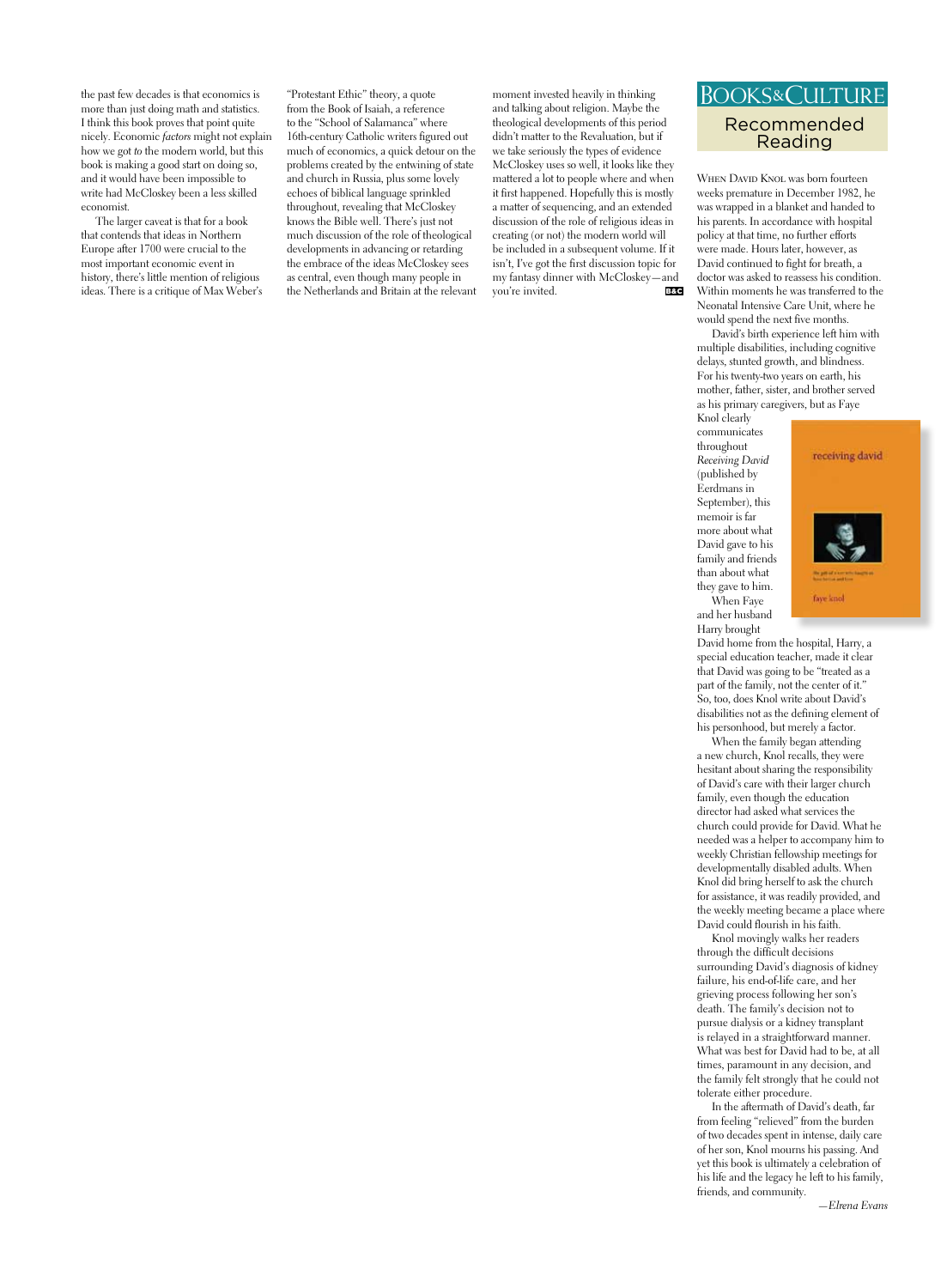the past few decades is that economics is more than just doing math and statistics. I think this book proves that point quite nicely. Economic *factors* might not explain how we got *to* the modern world, but this book is making a good start on doing so, and it would have been impossible to write had McCloskey been a less skilled economist.

The larger caveat is that for a book that contends that ideas in Northern Europe after 1700 were crucial to the most important economic event in history, there's little mention of religious ideas. There is a critique of Max Weber's "Protestant Ethic" theory, a quote from the Book of Isaiah, a reference to the "School of Salamanca" where 16th-century Catholic writers figured out much of economics, a quick detour on the problems created by the entwining of state and church in Russia, plus some lovely echoes of biblical language sprinkled throughout, revealing that McCloskey knows the Bible well. There's just not much discussion of the role of theological developments in advancing or retarding the embrace of the ideas McCloskey sees as central, even though many people in the Netherlands and Britain at the relevant moment invested heavily in thinking and talking about religion. Maybe the theological developments of this period didn't matter to the Revaluation, but if we take seriously the types of evidence McCloskey uses so well, it looks like they mattered a lot to people where and when it first happened. Hopefully this is mostly a matter of sequencing, and an extended discussion of the role of religious ideas in creating (or not) the modern world will be included in a subsequent volume. If it isn't, I've got the first discussion topic for my fantasy dinner with McCloskey—and you're invited. B&C

# Books & Culture

## Recommended Reading

When David Knol was born fourteen weeks premature in December 1982, he was wrapped in a blanket and handed to his parents. In accordance with hospital policy at that time, no further efforts were made. Hours later, however, as David continued to fight for breath, a doctor was asked to reassess his condition. Within moments he was transferred to the Neonatal Intensive Care Unit, where he would spend the next five months.

David's birth experience left him with multiple disabilities, including cognitive delays, stunted growth, and blindness. For his twenty-two years on earth, his mother, father, sister, and brother served as his primary caregivers, but as Faye Knol clearly communicates throughout *Receiving David* (published by Eerdmans in September), this memoir is far more about what David gave to his family and friends than about what they gave to him.

When Faye and her husband Harry brought David home from the hospital, Harry, a special education teacher, made it clear that David was going to be "treated as a part of the family, not the center of it." So, too, does Knol write about David's disabilities not as the defining element of his personhood, but merely a factor.

When the family began attending a new church, Knol recalls, they were hesitant about sharing the responsibility of David's care with their larger church family, even though the education director had asked what services the church could provide for David. What he needed was a helper to accompany him to weekly Christian fellowship meetings for developmentally disabled adults. When Knol did bring herself to ask the church for assistance, it was readily provided, and the weekly meeting became a place where David could flourish in his faith.

Knol movingly walks her readers through the difficult decisions surrounding David's diagnosis of kidney failure, his end-of-life care, and her grieving process following her son's death. The family's decision not to pursue dialysis or a kidney transplant is relayed in a straightforward manner. What was best for David had to be, at all times, paramount in any decision, and the family felt strongly that he could not tolerate either procedure.

In the aftermath of David's death, far from feeling "relieved" from the burden of two decades spent in intense, daily care of her son, Knol mourns his passing. And yet this book is ultimately a celebration of his life and the legacy he left to his family, friends, and community.

—*Elrena Evans*